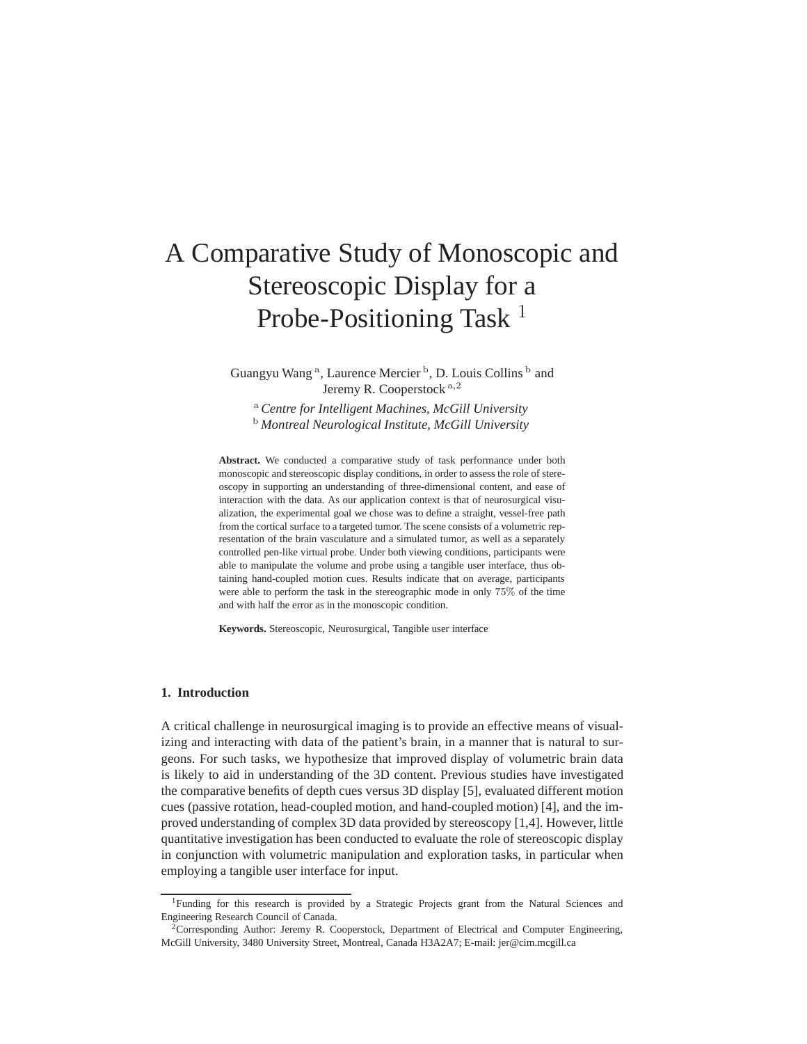# A Comparative Study of Monoscopic and Stereoscopic Display for a Probe-Positioning Task [1]

Guangyu Wang [a], Laurence Mercier [b], D. Louis Collins [b] and Jeremy R. Cooperstock [a,2]

[a] *Centre for Intelligent Machines, McGill University*
[b] *Montreal Neurological Institute, McGill University*

**Abstract.** We conducted a comparative study of task performance under both monoscopic and stereoscopic display conditions, in order to assess the role of stereoscopy in supporting an understanding of three-dimensional content, and ease of interaction with the data. As our application context is that of neurosurgical visualization, the experimental goal we chose was to define a straight, vessel-free path from the cortical surface to a targeted tumor. The scene consists of a volumetric representation of the brain vasculature and a simulated tumor, as well as a separately controlled pen-like virtual probe. Under both viewing conditions, participants were able to manipulate the volume and probe using a tangible user interface, thus obtaining hand-coupled motion cues. Results indicate that on average, participants were able to perform the task in the stereographic mode in only 75% of the time and with half the error as in the monoscopic condition.

**Keywords.** Stereoscopic, Neurosurgical, Tangible user interface

## 1. Introduction

A critical challenge in neurosurgical imaging is to provide an effective means of visualizing and interacting with data of the patient's brain, in a manner that is natural to surgeons. For such tasks, we hypothesize that improved display of volumetric brain data is likely to aid in understanding of the 3D content. Previous studies have investigated the comparative benefits of depth cues versus 3D display [5], evaluated different motion cues (passive rotation, head-coupled motion, and hand-coupled motion) [4], and the improved understanding of complex 3D data provided by stereoscopy [1,4]. However, little quantitative investigation has been conducted to evaluate the role of stereoscopic display in conjunction with volumetric manipulation and exploration tasks, in particular when employing a tangible user interface for input.

[1] Funding for this research is provided by a Strategic Projects grant from the Natural Sciences and Engineering Research Council of Canada.

[2] Corresponding Author: Jeremy R. Cooperstock, Department of Electrical and Computer Engineering, McGill University, 3480 University Street, Montreal, Canada H3A2A7; E-mail: jer@cim.mcgill.ca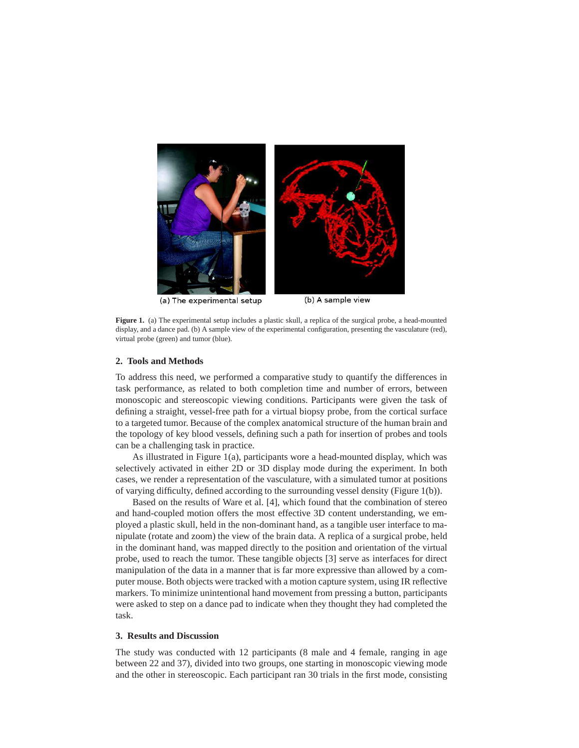(a) The experimental setup

(b) A sample view

**Figure 1.** (a) The experimental setup includes a plastic skull, a replica of the surgical probe, a head-mounted display, and a dance pad. (b) A sample view of the experimental configuration, presenting the vasculature (red), virtual probe (green) and tumor (blue).

## 2. Tools and Methods

To address this need, we performed a comparative study to quantify the differences in task performance, as related to both completion time and number of errors, between monoscopic and stereoscopic viewing conditions. Participants were given the task of defining a straight, vessel-free path for a virtual biopsy probe, from the cortical surface to a targeted tumor. Because of the complex anatomical structure of the human brain and the topology of key blood vessels, defining such a path for insertion of probes and tools can be a challenging task in practice.

As illustrated in Figure 1(a), participants wore a head-mounted display, which was selectively activated in either 2D or 3D display mode during the experiment. In both cases, we render a representation of the vasculature, with a simulated tumor at positions of varying difficulty, defined according to the surrounding vessel density (Figure 1(b)).

Based on the results of Ware et al. [4], which found that the combination of stereo and hand-coupled motion offers the most effective 3D content understanding, we employed a plastic skull, held in the non-dominant hand, as a tangible user interface to manipulate (rotate and zoom) the view of the brain data. A replica of a surgical probe, held in the dominant hand, was mapped directly to the position and orientation of the virtual probe, used to reach the tumor. These tangible objects [3] serve as interfaces for direct manipulation of the data in a manner that is far more expressive than allowed by a computer mouse. Both objects were tracked with a motion capture system, using IR reflective markers. To minimize unintentional hand movement from pressing a button, participants were asked to step on a dance pad to indicate when they thought they had completed the task.

## 3. Results and Discussion

The study was conducted with 12 participants (8 male and 4 female, ranging in age between 22 and 37), divided into two groups, one starting in monoscopic viewing mode and the other in stereoscopic. Each participant ran 30 trials in the first mode, consisting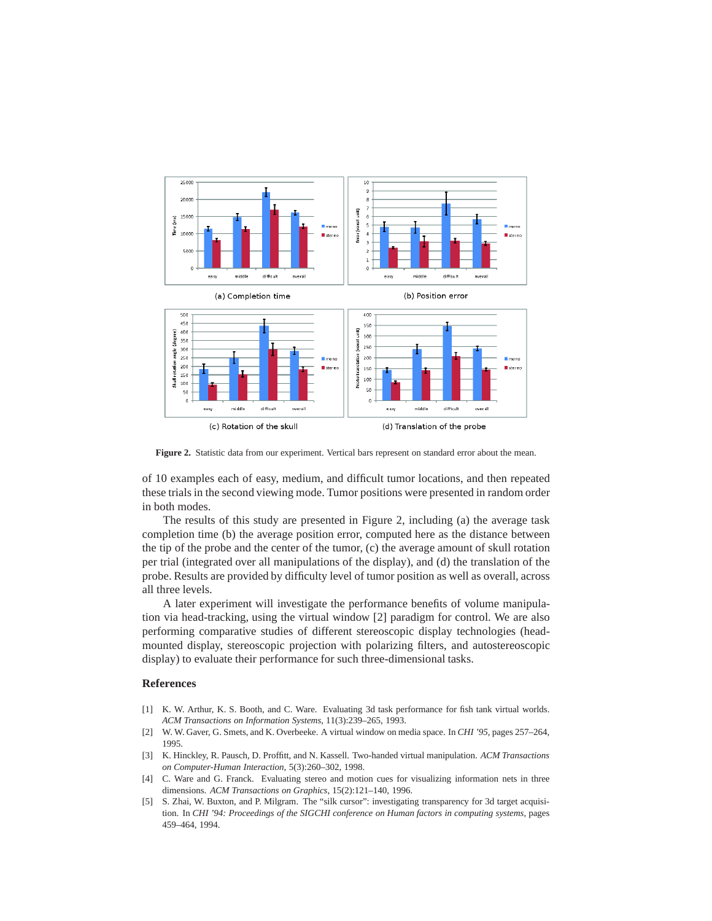25000
20000
15000
10000
5000
0

Time (ms)

easy middle difficult overall

mono
stereo

(a) Completion time

10
9
8
7
6
5
4
3
2
1
0

Error (voxel unit)

easy middle difficult overall

mono
stereo

(b) Position error

500
450
400
350
300
250
200
150
100
50
0

Skull rotation angle (degree)

easy middle difficult overall

mono
stereo

(c) Rotation of the skull

400
350
300
250
200
150
100
50
0

Probe translation (voxel unit)

easy middle difficult overall

mono
stereo

(d) Translation of the probe

**Figure 2.** Statistic data from our experiment. Vertical bars represent on standard error about the mean.

of 10 examples each of easy, medium, and difficult tumor locations, and then repeated these trials in the second viewing mode. Tumor positions were presented in random order in both modes.

The results of this study are presented in Figure 2, including (a) the average task completion time (b) the average position error, computed here as the distance between the tip of the probe and the center of the tumor, (c) the average amount of skull rotation per trial (integrated over all manipulations of the display), and (d) the translation of the probe. Results are provided by difficulty level of tumor position as well as overall, across all three levels.

A later experiment will investigate the performance benefits of volume manipulation via head-tracking, using the virtual window [2] paradigm for control. We are also performing comparative studies of different stereoscopic display technologies (head-mounted display, stereoscopic projection with polarizing filters, and autostereoscopic display) to evaluate their performance for such three-dimensional tasks.

## References

[1] K. W. Arthur, K. S. Booth, and C. Ware. Evaluating 3d task performance for fish tank virtual worlds. *ACM Transactions on Information Systems*, 11(3):239–265, 1993.

[2] W. W. Gaver, G. Smets, and K. Overbeeke. A virtual window on media space. In *CHI '95*, pages 257–264, 1995.

[3] K. Hinckley, R. Pausch, D. Proffitt, and N. Kassell. Two-handed virtual manipulation. *ACM Transactions on Computer-Human Interaction*, 5(3):260–302, 1998.

[4] C. Ware and G. Franck. Evaluating stereo and motion cues for visualizing information nets in three dimensions. *ACM Transactions on Graphics*, 15(2):121–140, 1996.

[5] S. Zhai, W. Buxton, and P. Milgram. The "silk cursor": investigating transparency for 3d target acquisition. In *CHI '94: Proceedings of the SIGCHI conference on Human factors in computing systems*, pages 459–464, 1994.